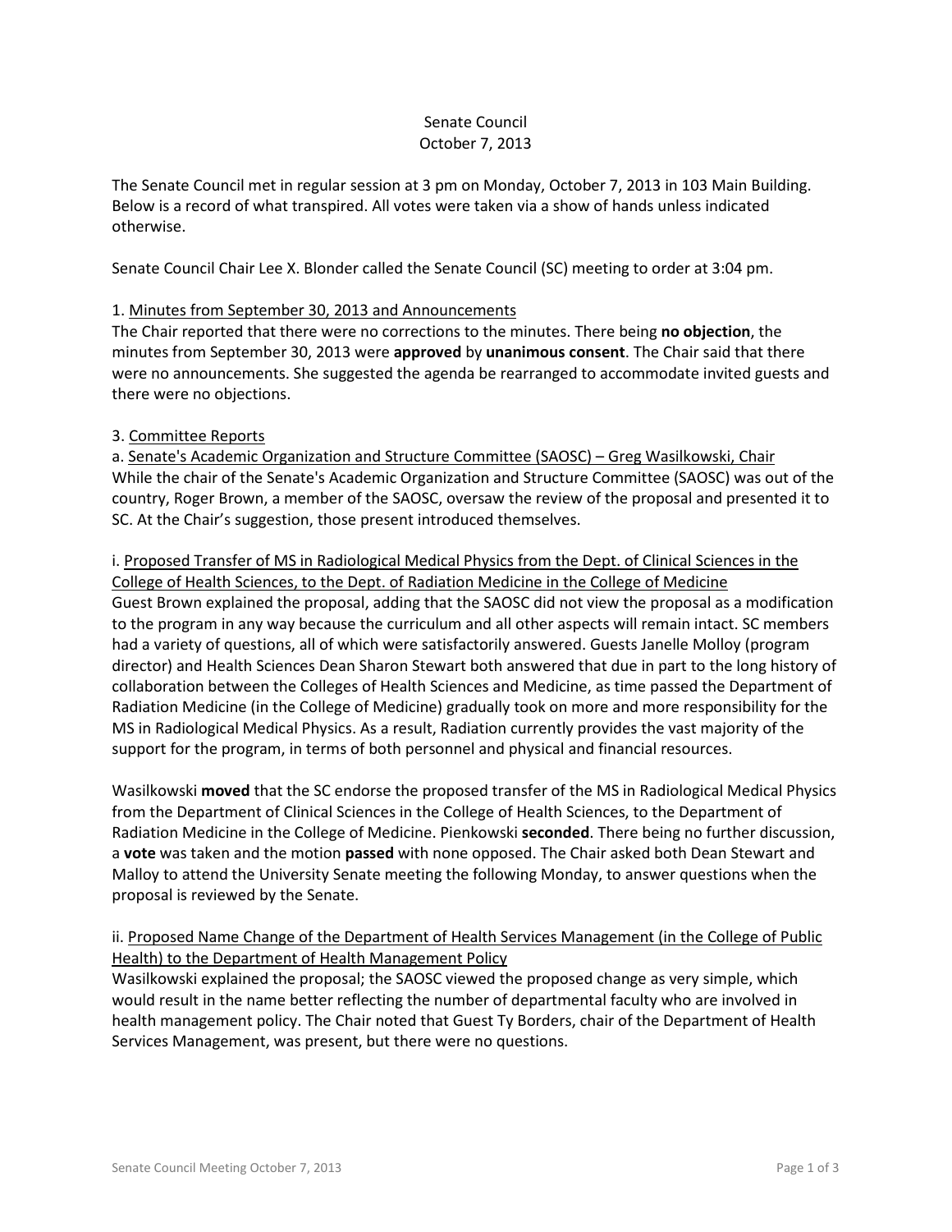# Senate Council
## October 7, 2013

The Senate Council met in regular session at 3 pm on Monday, October 7, 2013 in 103 Main Building. Below is a record of what transpired. All votes were taken via a show of hands unless indicated otherwise.

Senate Council Chair Lee X. Blonder called the Senate Council (SC) meeting to order at 3:04 pm.

1. Minutes from September 30, 2013 and Announcements

The Chair reported that there were no corrections to the minutes. There being **no objection**, the minutes from September 30, 2013 were **approved** by **unanimous consent**. The Chair said that there were no announcements. She suggested the agenda be rearranged to accommodate invited guests and there were no objections.

3. Committee Reports

a. Senate's Academic Organization and Structure Committee (SAOSC) – Greg Wasilkowski, Chair

While the chair of the Senate's Academic Organization and Structure Committee (SAOSC) was out of the country, Roger Brown, a member of the SAOSC, oversaw the review of the proposal and presented it to SC. At the Chair's suggestion, those present introduced themselves.

i. Proposed Transfer of MS in Radiological Medical Physics from the Dept. of Clinical Sciences in the College of Health Sciences, to the Dept. of Radiation Medicine in the College of Medicine

Guest Brown explained the proposal, adding that the SAOSC did not view the proposal as a modification to the program in any way because the curriculum and all other aspects will remain intact. SC members had a variety of questions, all of which were satisfactorily answered. Guests Janelle Molloy (program director) and Health Sciences Dean Sharon Stewart both answered that due in part to the long history of collaboration between the Colleges of Health Sciences and Medicine, as time passed the Department of Radiation Medicine (in the College of Medicine) gradually took on more and more responsibility for the MS in Radiological Medical Physics. As a result, Radiation currently provides the vast majority of the support for the program, in terms of both personnel and physical and financial resources.

Wasilkowski **moved** that the SC endorse the proposed transfer of the MS in Radiological Medical Physics from the Department of Clinical Sciences in the College of Health Sciences, to the Department of Radiation Medicine in the College of Medicine. Pienkowski **seconded**. There being no further discussion, a **vote** was taken and the motion **passed** with none opposed. The Chair asked both Dean Stewart and Malloy to attend the University Senate meeting the following Monday, to answer questions when the proposal is reviewed by the Senate.

ii. Proposed Name Change of the Department of Health Services Management (in the College of Public Health) to the Department of Health Management Policy

Wasilkowski explained the proposal; the SAOSC viewed the proposed change as very simple, which would result in the name better reflecting the number of departmental faculty who are involved in health management policy. The Chair noted that Guest Ty Borders, chair of the Department of Health Services Management, was present, but there were no questions.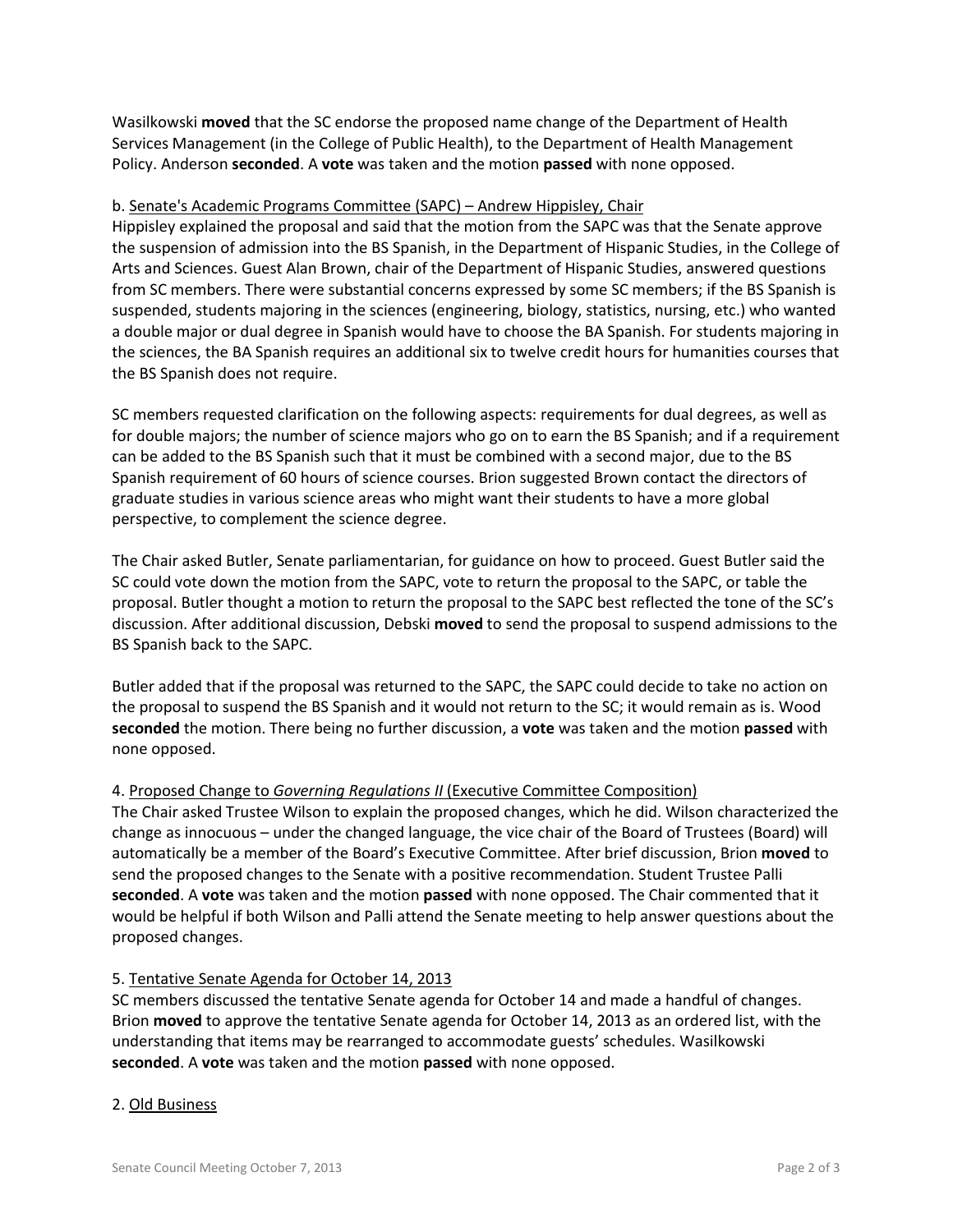Wasilkowski **moved** that the SC endorse the proposed name change of the Department of Health Services Management (in the College of Public Health), to the Department of Health Management Policy. Anderson **seconded**. A **vote** was taken and the motion **passed** with none opposed.

b. Senate's Academic Programs Committee (SAPC) – Andrew Hippisley, Chair

Hippisley explained the proposal and said that the motion from the SAPC was that the Senate approve the suspension of admission into the BS Spanish, in the Department of Hispanic Studies, in the College of Arts and Sciences. Guest Alan Brown, chair of the Department of Hispanic Studies, answered questions from SC members. There were substantial concerns expressed by some SC members; if the BS Spanish is suspended, students majoring in the sciences (engineering, biology, statistics, nursing, etc.) who wanted a double major or dual degree in Spanish would have to choose the BA Spanish. For students majoring in the sciences, the BA Spanish requires an additional six to twelve credit hours for humanities courses that the BS Spanish does not require.

SC members requested clarification on the following aspects: requirements for dual degrees, as well as for double majors; the number of science majors who go on to earn the BS Spanish; and if a requirement can be added to the BS Spanish such that it must be combined with a second major, due to the BS Spanish requirement of 60 hours of science courses. Brion suggested Brown contact the directors of graduate studies in various science areas who might want their students to have a more global perspective, to complement the science degree.

The Chair asked Butler, Senate parliamentarian, for guidance on how to proceed. Guest Butler said the SC could vote down the motion from the SAPC, vote to return the proposal to the SAPC, or table the proposal. Butler thought a motion to return the proposal to the SAPC best reflected the tone of the SC's discussion. After additional discussion, Debski **moved** to send the proposal to suspend admissions to the BS Spanish back to the SAPC.

Butler added that if the proposal was returned to the SAPC, the SAPC could decide to take no action on the proposal to suspend the BS Spanish and it would not return to the SC; it would remain as is. Wood **seconded** the motion. There being no further discussion, a **vote** was taken and the motion **passed** with none opposed.

4. Proposed Change to *Governing Regulations II* (Executive Committee Composition)

The Chair asked Trustee Wilson to explain the proposed changes, which he did. Wilson characterized the change as innocuous – under the changed language, the vice chair of the Board of Trustees (Board) will automatically be a member of the Board's Executive Committee. After brief discussion, Brion **moved** to send the proposed changes to the Senate with a positive recommendation. Student Trustee Palli **seconded**. A **vote** was taken and the motion **passed** with none opposed. The Chair commented that it would be helpful if both Wilson and Palli attend the Senate meeting to help answer questions about the proposed changes.

5. Tentative Senate Agenda for October 14, 2013

SC members discussed the tentative Senate agenda for October 14 and made a handful of changes. Brion **moved** to approve the tentative Senate agenda for October 14, 2013 as an ordered list, with the understanding that items may be rearranged to accommodate guests' schedules. Wasilkowski **seconded**. A **vote** was taken and the motion **passed** with none opposed.

2. Old Business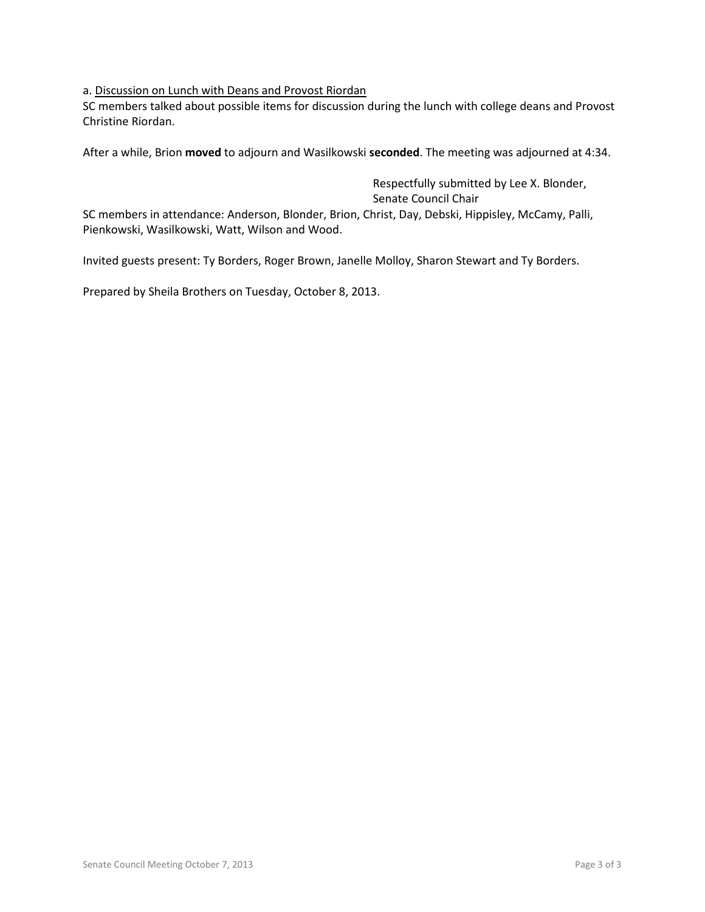a. <u>Discussion on Lunch with Deans and Provost Riordan</u>
SC members talked about possible items for discussion during the lunch with college deans and Provost Christine Riordan.

After a while, Brion **moved** to adjourn and Wasilkowski **seconded**. The meeting was adjourned at 4:34.

Respectfully submitted by Lee X. Blonder,
Senate Council Chair

SC members in attendance: Anderson, Blonder, Brion, Christ, Day, Debski, Hippisley, McCamy, Palli, Pienkowski, Wasilkowski, Watt, Wilson and Wood.

Invited guests present: Ty Borders, Roger Brown, Janelle Molloy, Sharon Stewart and Ty Borders.

Prepared by Sheila Brothers on Tuesday, October 8, 2013.